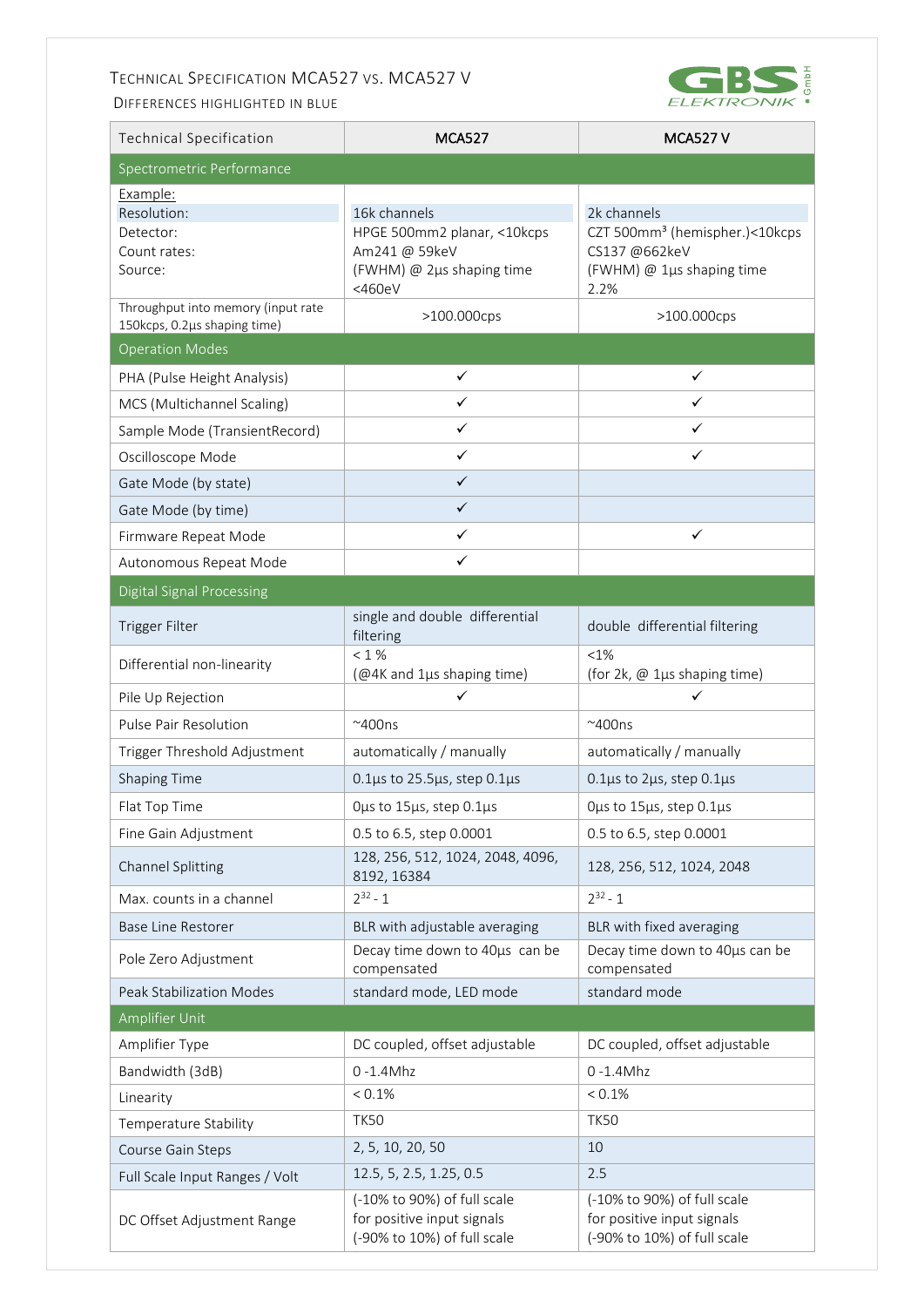# Technical Specification MCA527 vs. MCA527 V

Differences highlighted in blue

| Technical Specification | MCA527 | MCA527 V |
|---|---|---|
| **Spectrometric Performance** | | |
| Example:<br>Resolution:<br>Detector:<br>Count rates:<br>Source: | 16k channels<br>HPGE 500mm2 planar, <10kcps<br>Am241 @ 59keV<br>(FWHM) @ 2µs shaping time<br><460eV | 2k channels<br>CZT 500mm³ (hemispher.)<10kcps<br>CS137 @662keV<br>(FWHM) @ 1µs shaping time<br>2.2% |
| Throughput into memory (input rate 150kcps, 0.2µs shaping time) | >100.000cps | >100.000cps |
| **Operation Modes** | | |
| PHA (Pulse Height Analysis) | ✓ | ✓ |
| MCS (Multichannel Scaling) | ✓ | ✓ |
| Sample Mode (TransientRecord) | ✓ | ✓ |
| Oscilloscope Mode | ✓ | ✓ |
| Gate Mode (by state) | ✓ | |
| Gate Mode (by time) | ✓ | |
| Firmware Repeat Mode | ✓ | ✓ |
| Autonomous Repeat Mode | ✓ | |
| **Digital Signal Processing** | | |
| Trigger Filter | single and double differential filtering | double differential filtering |
| Differential non-linearity | < 1 %<br>(@4K and 1µs shaping time) | <1%<br>(for 2k, @ 1µs shaping time) |
| Pile Up Rejection | ✓ | ✓ |
| Pulse Pair Resolution | ~400ns | ~400ns |
| Trigger Threshold Adjustment | automatically / manually | automatically / manually |
| Shaping Time | 0.1µs to 25.5µs, step 0.1µs | 0.1µs to 2µs, step 0.1µs |
| Flat Top Time | 0µs to 15µs, step 0.1µs | 0µs to 15µs, step 0.1µs |
| Fine Gain Adjustment | 0.5 to 6.5, step 0.0001 | 0.5 to 6.5, step 0.0001 |
| Channel Splitting | 128, 256, 512, 1024, 2048, 4096, 8192, 16384 | 128, 256, 512, 1024, 2048 |
| Max. counts in a channel | $2^{32}$ - 1 | $2^{32}$ - 1 |
| Base Line Restorer | BLR with adjustable averaging | BLR with fixed averaging |
| Pole Zero Adjustment | Decay time down to 40µs can be compensated | Decay time down to 40µs can be compensated |
| Peak Stabilization Modes | standard mode, LED mode | standard mode |
| **Amplifier Unit** | | |
| Amplifier Type | DC coupled, offset adjustable | DC coupled, offset adjustable |
| Bandwidth (3dB) | 0 -1.4Mhz | 0 -1.4Mhz |
| Linearity | < 0.1% | < 0.1% |
| Temperature Stability | TK50 | TK50 |
| Course Gain Steps | 2, 5, 10, 20, 50 | 10 |
| Full Scale Input Ranges / Volt | 12.5, 5, 2.5, 1.25, 0.5 | 2.5 |
| DC Offset Adjustment Range | (-10% to 90%) of full scale for positive input signals<br>(-90% to 10%) of full scale | (-10% to 90%) of full scale for positive input signals<br>(-90% to 10%) of full scale |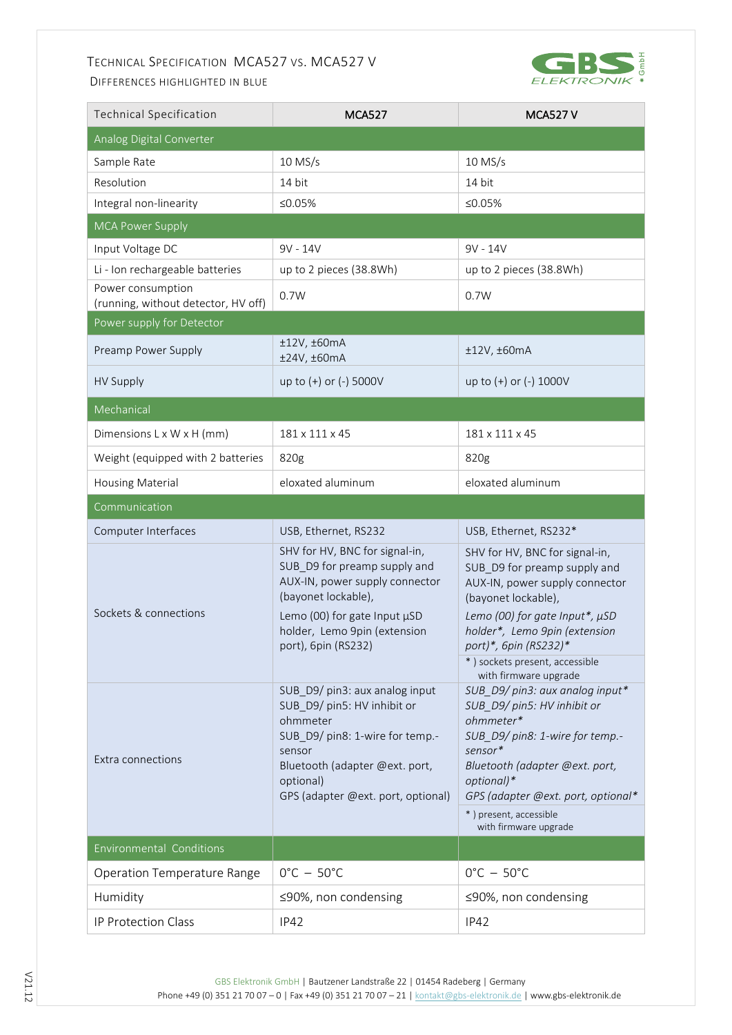# Technical Specification MCA527 vs. MCA527 V

Differences highlighted in blue

| Technical Specification | MCA527 | MCA527 V |
|---|---|---|
| **Analog Digital Converter** | | |
| Sample Rate | 10 MS/s | 10 MS/s |
| Resolution | 14 bit | 14 bit |
| Integral non-linearity | ≤0.05% | ≤0.05% |
| **MCA Power Supply** | | |
| Input Voltage DC | 9V - 14V | 9V - 14V |
| Li - Ion rechargeable batteries | up to 2 pieces (38.8Wh) | up to 2 pieces (38.8Wh) |
| Power consumption (running, without detector, HV off) | 0.7W | 0.7W |
| **Power supply for Detector** | | |
| Preamp Power Supply | ±12V, ±60mA<br>±24V, ±60mA | ±12V, ±60mA |
| HV Supply | up to (+) or (-) 5000V | up to (+) or (-) 1000V |
| **Mechanical** | | |
| Dimensions L x W x H (mm) | 181 x 111 x 45 | 181 x 111 x 45 |
| Weight (equipped with 2 batteries | 820g | 820g |
| Housing Material | eloxated aluminum | eloxated aluminum |
| **Communication** | | |
| Computer Interfaces | USB, Ethernet, RS232 | USB, Ethernet, RS232* |
| Sockets & connections | SHV for HV, BNC for signal-in, SUB_D9 for preamp supply and AUX-IN, power supply connector (bayonet lockable),<br>Lemo (00) for gate Input µSD holder, Lemo 9pin (extension port), 6pin (RS232) | SHV for HV, BNC for signal-in, SUB_D9 for preamp supply and AUX-IN, power supply connector (bayonet lockable),<br>*Lemo (00) for gate Input*, µSD holder*, Lemo 9pin (extension port)*, 6pin (RS232)**<br>* ) sockets present, accessible with firmware upgrade |
| Extra connections | SUB_D9/ pin3: aux analog input<br>SUB_D9/ pin5: HV inhibit or ohmmeter<br>SUB_D9/ pin8: 1-wire for temp.-sensor<br>Bluetooth (adapter @ext. port, optional)<br>GPS (adapter @ext. port, optional) | *SUB_D9/ pin3: aux analog input**<br>*SUB_D9/ pin5: HV inhibit or ohmmeter**<br>*SUB_D9/ pin8: 1-wire for temp.-sensor**<br>*Bluetooth (adapter @ext. port, optional)**<br>*GPS (adapter @ext. port, optional**<br>* ) present, accessible with firmware upgrade |
| **Environmental Conditions** | | |
| Operation Temperature Range | 0°C – 50°C | 0°C – 50°C |
| Humidity | ≤90%, non condensing | ≤90%, non condensing |
| IP Protection Class | IP42 | IP42 |

GBS Elektronik GmbH | Bautzener Landstraße 22 | 01454 Radeberg | Germany
Phone +49 (0) 351 21 70 07 – 0 | Fax +49 (0) 351 21 70 07 – 21 | kontakt@gbs-elektronik.de | www.gbs-elektronik.de

V21.12